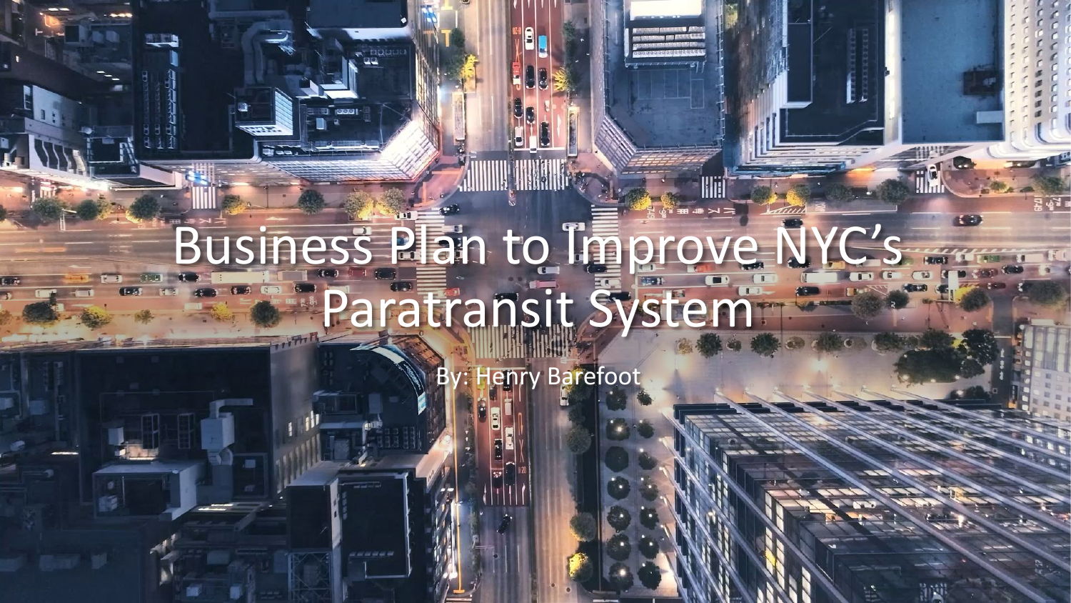# Business Plan to Improve NYC's Paratransit System

By: Henry Barefoot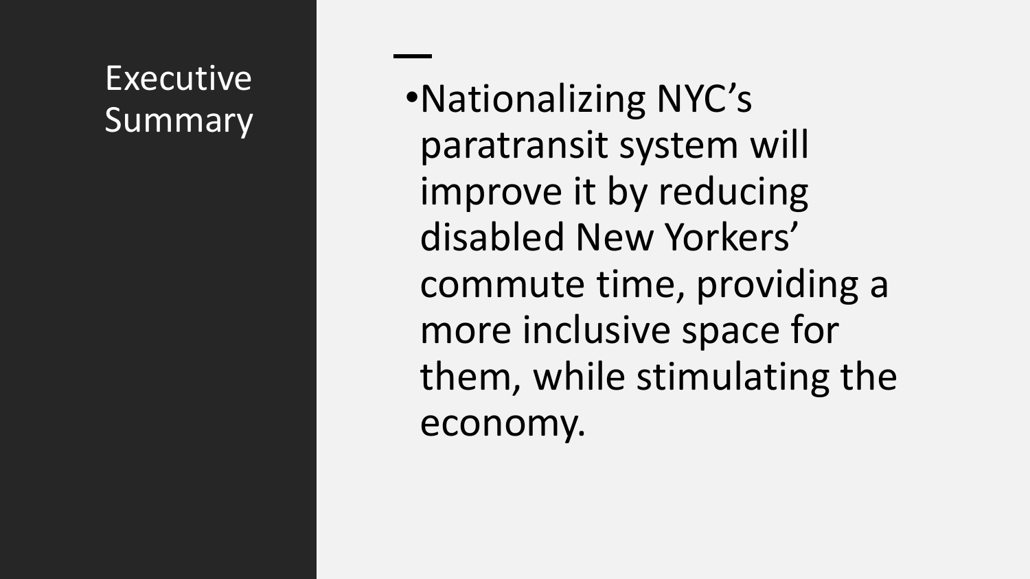## Executive Summary

- Nationalizing NYC’s paratransit system will improve it by reducing disabled New Yorkers’ commute time, providing a more inclusive space for them, while stimulating the economy.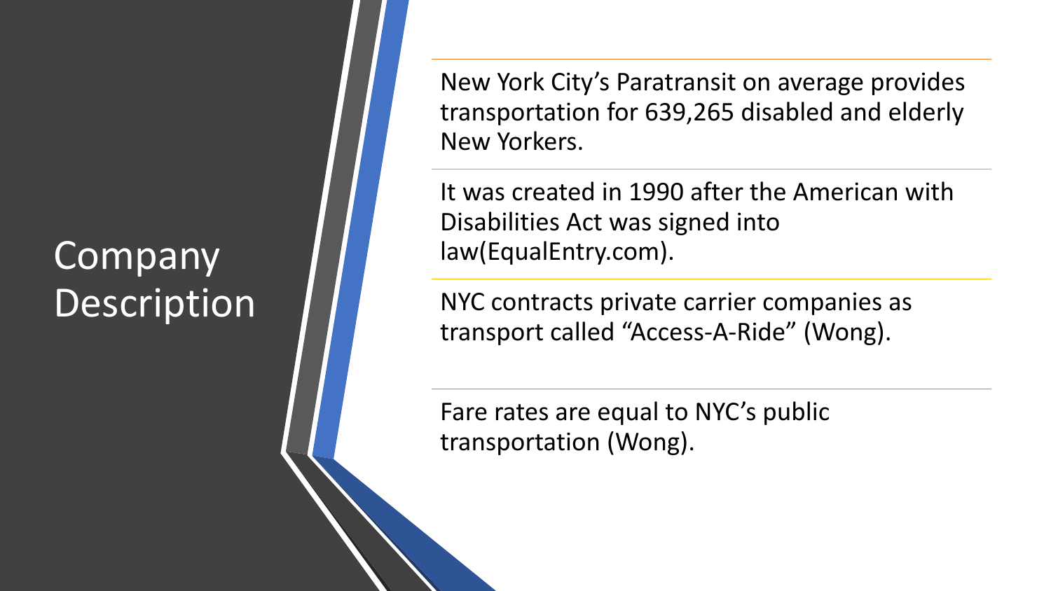# Company Description

New York City's Paratransit on average provides transportation for 639,265 disabled and elderly New Yorkers.

It was created in 1990 after the American with Disabilities Act was signed into law(EqualEntry.com).

NYC contracts private carrier companies as transport called "Access-A-Ride" (Wong).

Fare rates are equal to NYC's public transportation (Wong).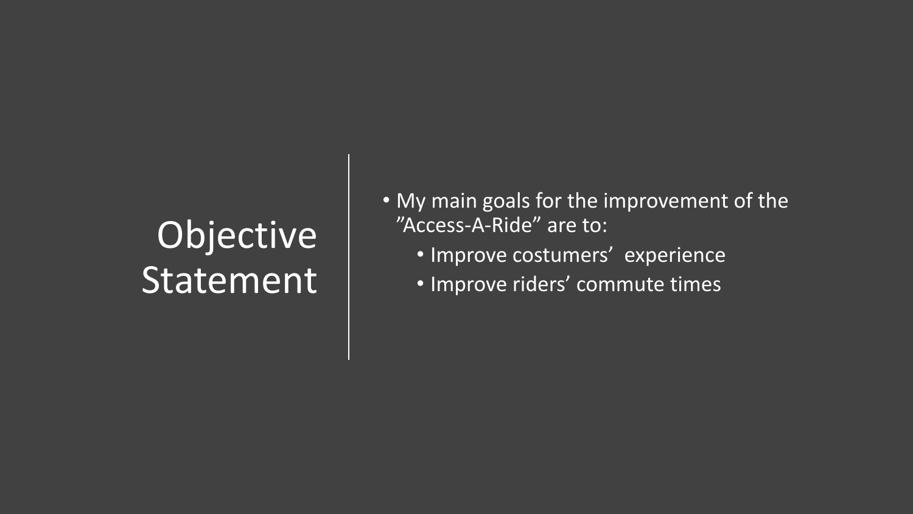# Objective Statement

- My main goals for the improvement of the ”Access-A-Ride” are to:
  - Improve costumers’ experience
  - Improve riders’ commute times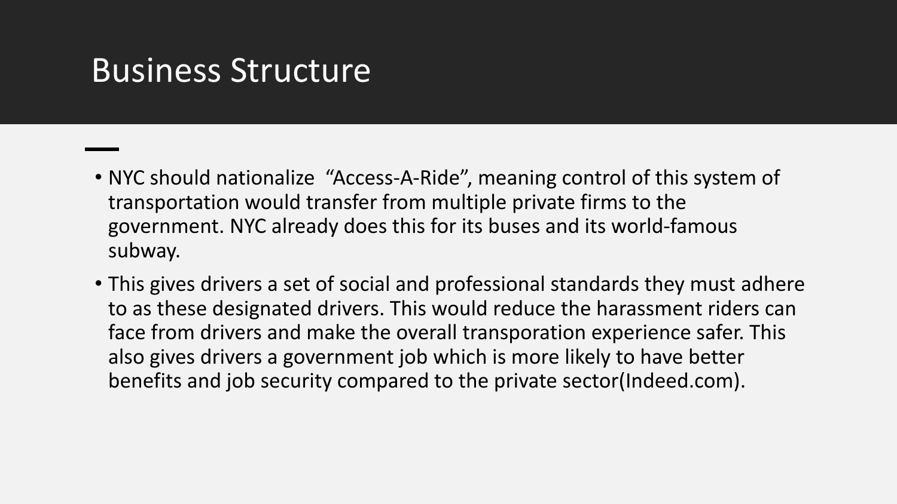# Business Structure

- NYC should nationalize "Access-A-Ride", meaning control of this system of transportation would transfer from multiple private firms to the government. NYC already does this for its buses and its world-famous subway.
- This gives drivers a set of social and professional standards they must adhere to as these designated drivers. This would reduce the harassment riders can face from drivers and make the overall transporation experience safer. This also gives drivers a government job which is more likely to have better benefits and job security compared to the private sector(Indeed.com).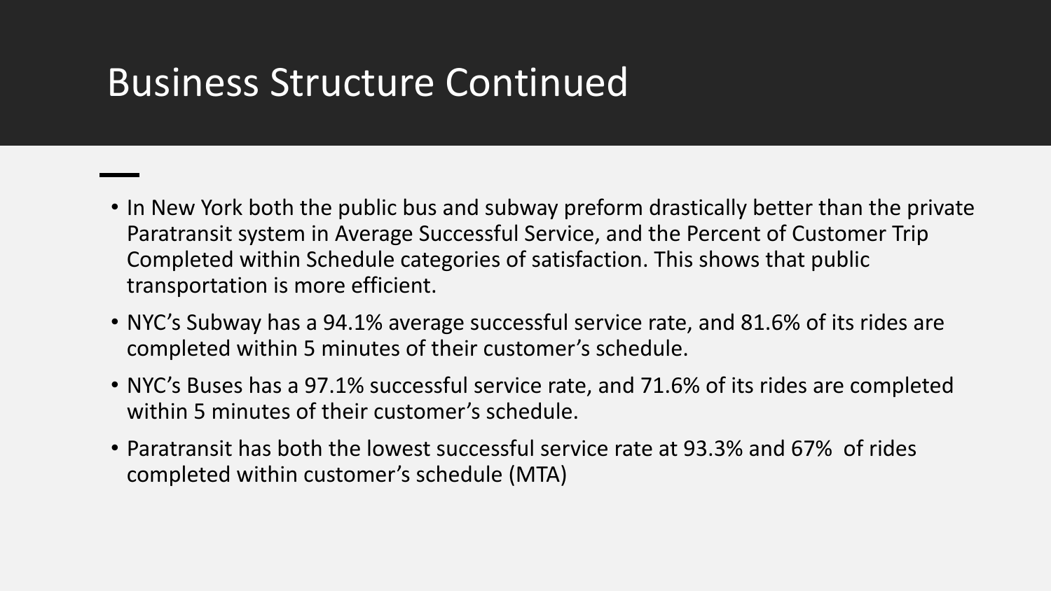# Business Structure Continued

- In New York both the public bus and subway preform drastically better than the private Paratransit system in Average Successful Service, and the Percent of Customer Trip Completed within Schedule categories of satisfaction. This shows that public transportation is more efficient.
- NYC's Subway has a 94.1% average successful service rate, and 81.6% of its rides are completed within 5 minutes of their customer's schedule.
- NYC's Buses has a 97.1% successful service rate, and 71.6% of its rides are completed within 5 minutes of their customer's schedule.
- Paratransit has both the lowest successful service rate at 93.3% and 67% of rides completed within customer's schedule (MTA)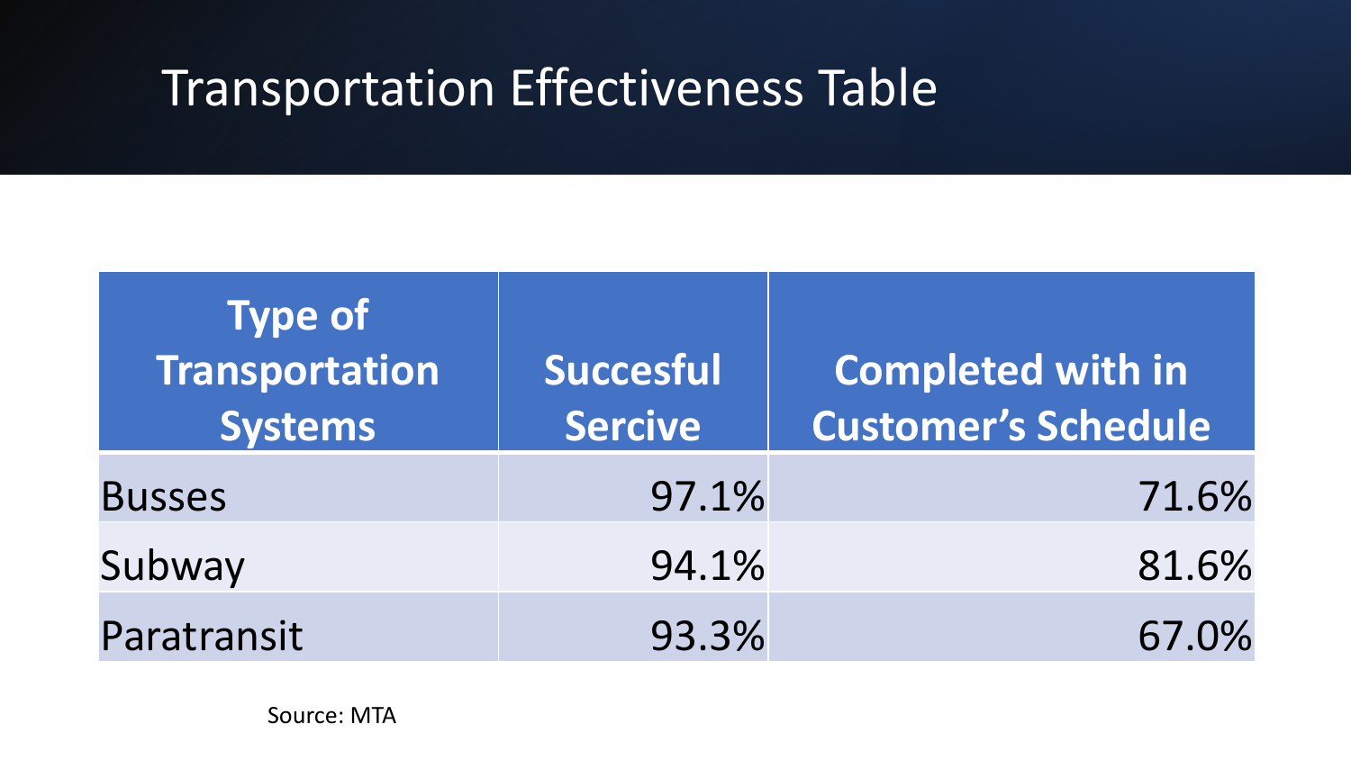# Transportation Effectiveness Table

| Type of Transportation Systems | Succesful Sercive | Completed with in Customer's Schedule |
|---|---:|---:|
| Busses | 97.1% | 71.6% |
| Subway | 94.1% | 81.6% |
| Paratransit | 93.3% | 67.0% |

Source: MTA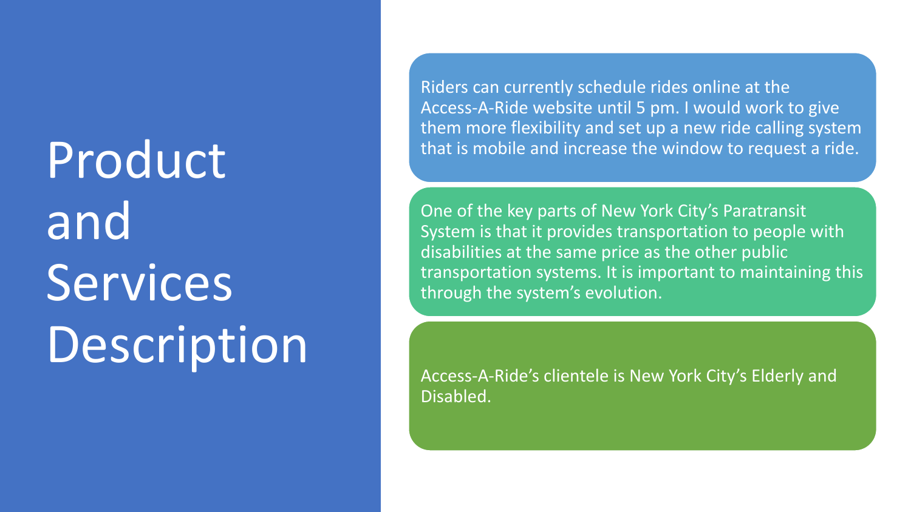# Product and Services Description

Riders can currently schedule rides online at the Access-A-Ride website until 5 pm. I would work to give them more flexibility and set up a new ride calling system that is mobile and increase the window to request a ride.

One of the key parts of New York City's Paratransit System is that it provides transportation to people with disabilities at the same price as the other public transportation systems. It is important to maintaining this through the system's evolution.

Access-A-Ride's clientele is New York City's Elderly and Disabled.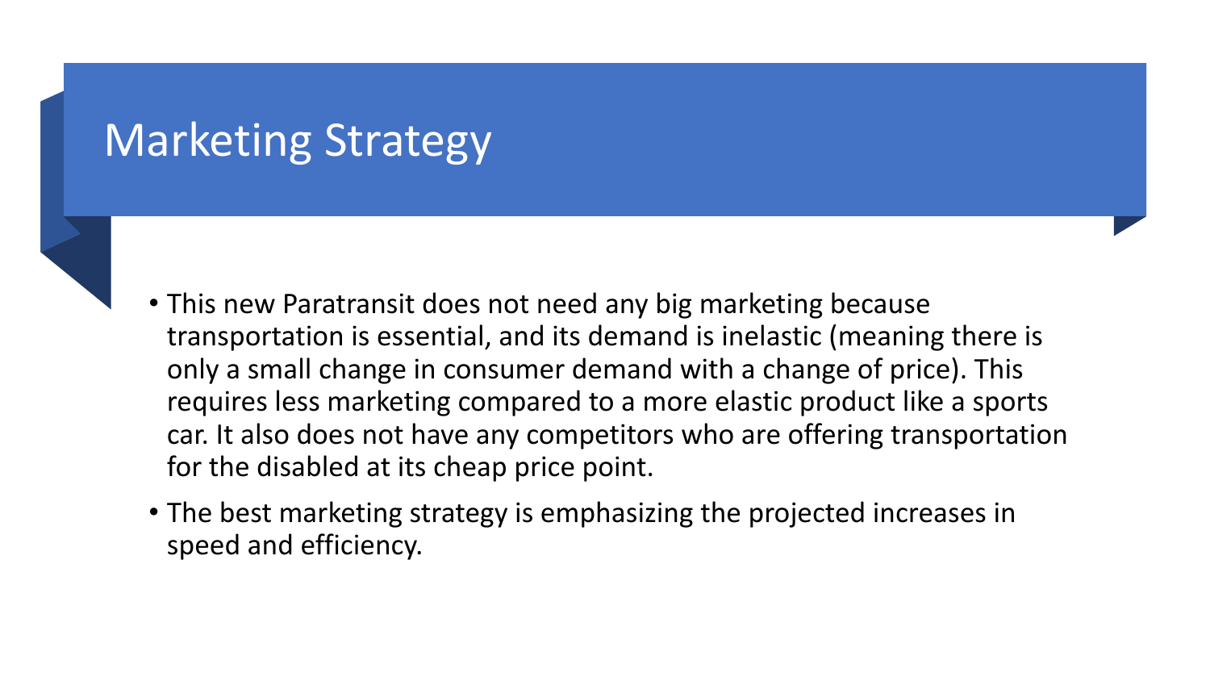# Marketing Strategy

- This new Paratransit does not need any big marketing because transportation is essential, and its demand is inelastic (meaning there is only a small change in consumer demand with a change of price). This requires less marketing compared to a more elastic product like a sports car. It also does not have any competitors who are offering transportation for the disabled at its cheap price point.
- The best marketing strategy is emphasizing the projected increases in speed and efficiency.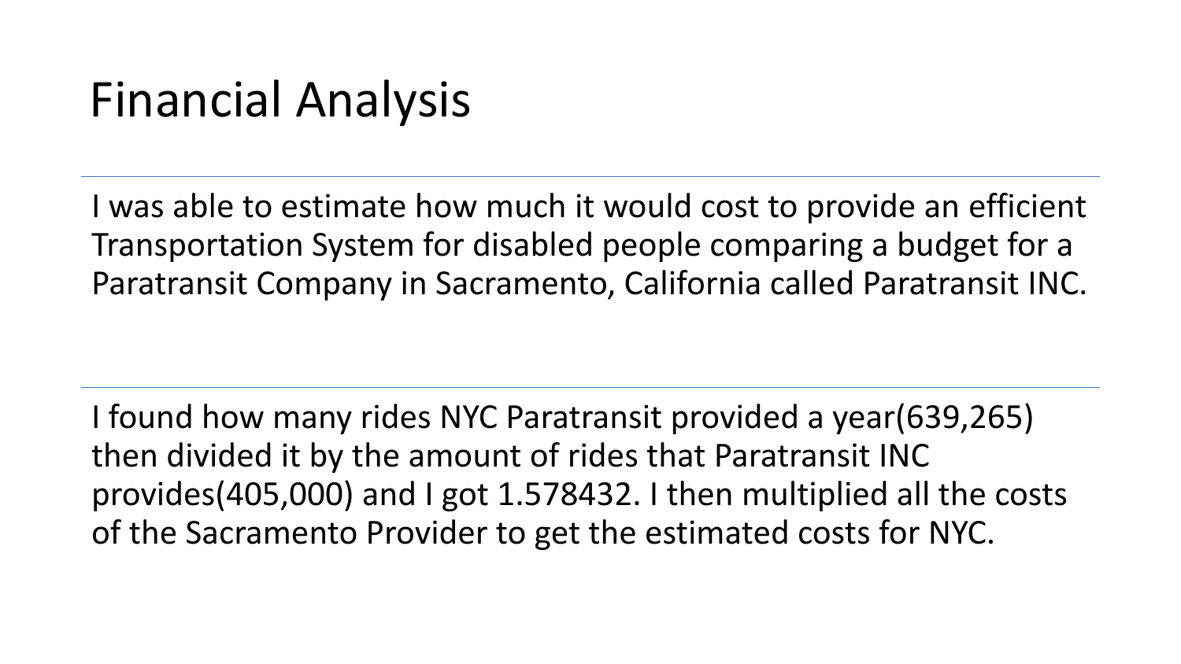# Financial Analysis

I was able to estimate how much it would cost to provide an efficient Transportation System for disabled people comparing a budget for a Paratransit Company in Sacramento, California called Paratransit INC.

I found how many rides NYC Paratransit provided a year(639,265) then divided it by the amount of rides that Paratransit INC provides(405,000) and I got 1.578432. I then multiplied all the costs of the Sacramento Provider to get the estimated costs for NYC.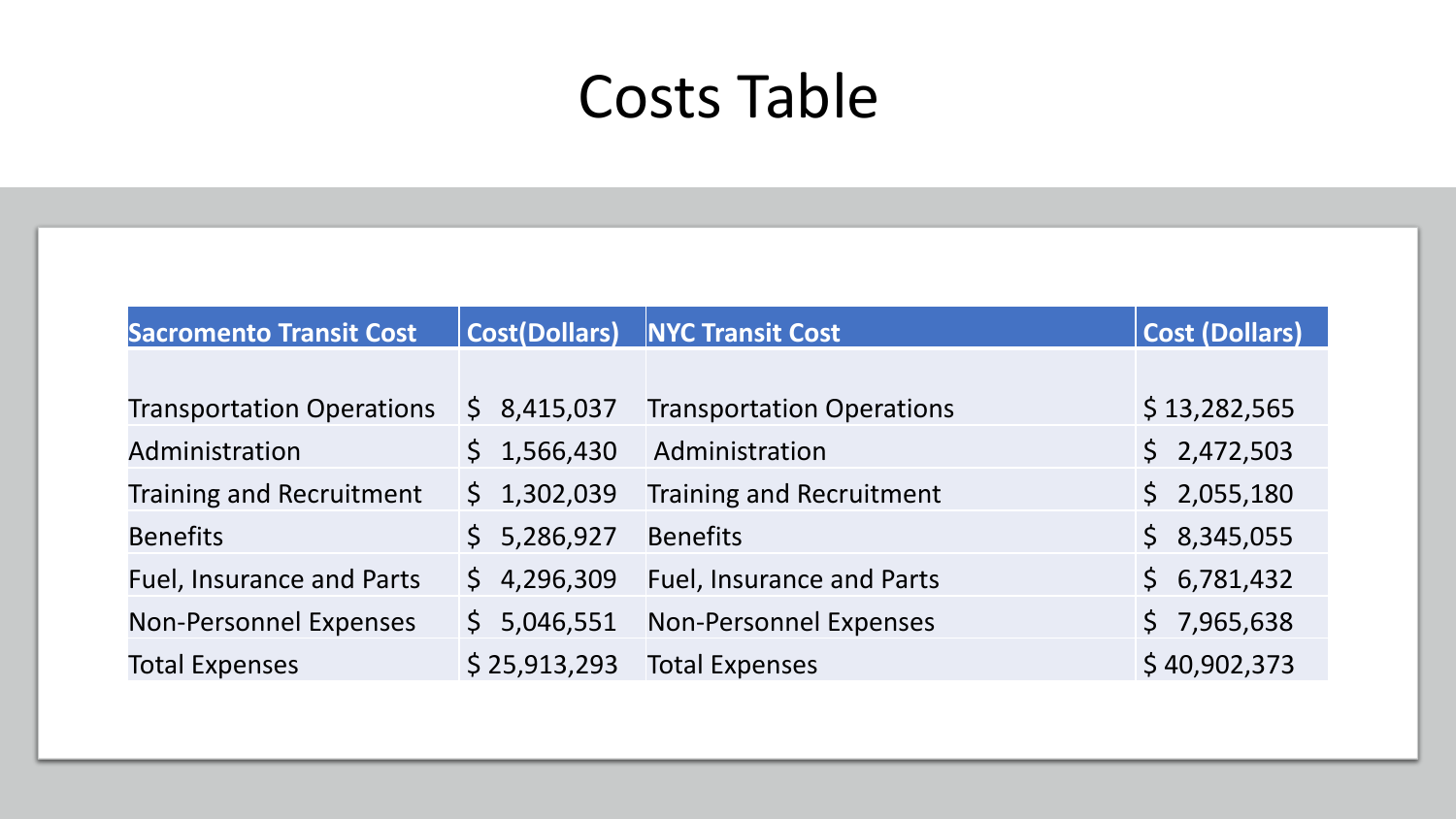# Costs Table

| Sacromento Transit Cost | Cost(Dollars) | NYC Transit Cost | Cost (Dollars) |
| --- | --- | --- | --- |
| Transportation Operations | $ 8,415,037 | Transportation Operations | $ 13,282,565 |
| Administration | $ 1,566,430 | Administration | $ 2,472,503 |
| Training and Recruitment | $ 1,302,039 | Training and Recruitment | $ 2,055,180 |
| Benefits | $ 5,286,927 | Benefits | $ 8,345,055 |
| Fuel, Insurance and Parts | $ 4,296,309 | Fuel, Insurance and Parts | $ 6,781,432 |
| Non-Personnel Expenses | $ 5,046,551 | Non-Personnel Expenses | $ 7,965,638 |
| Total Expenses | $ 25,913,293 | Total Expenses | $ 40,902,373 |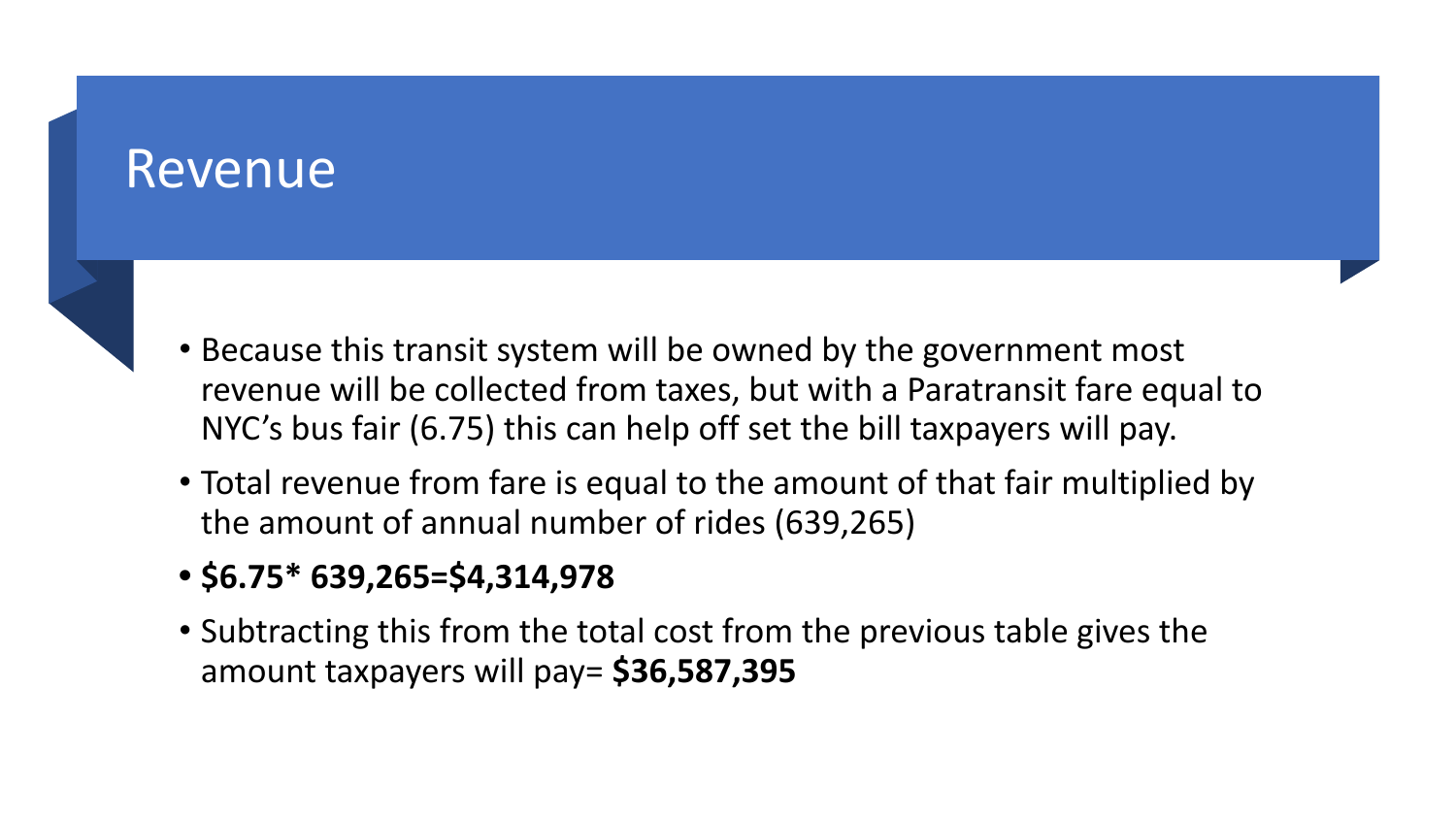# Revenue

- Because this transit system will be owned by the government most revenue will be collected from taxes, but with a Paratransit fare equal to NYC's bus fair (6.75) this can help off set the bill taxpayers will pay.
- Total revenue from fare is equal to the amount of that fair multiplied by the amount of annual number of rides (639,265)
- **$6.75* 639,265=$4,314,978**
- Subtracting this from the total cost from the previous table gives the amount taxpayers will pay= **$36,587,395**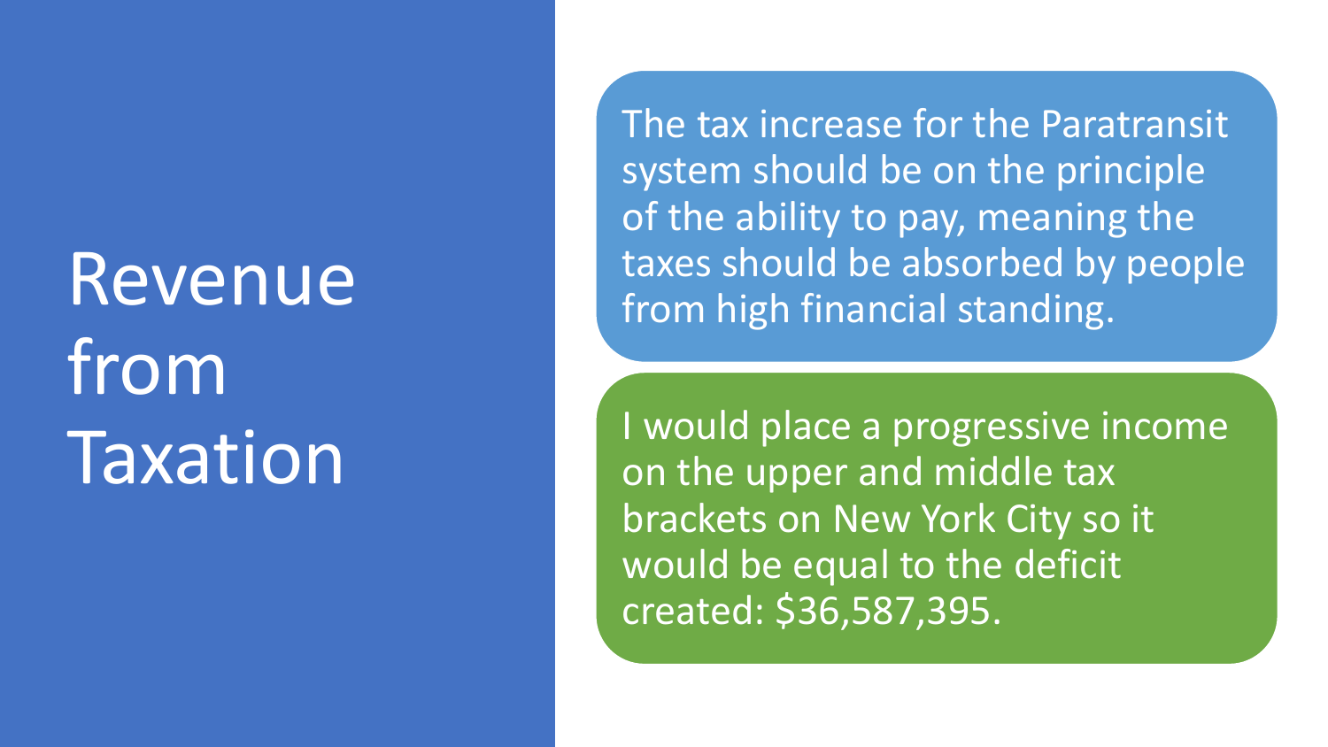# Revenue from Taxation

The tax increase for the Paratransit system should be on the principle of the ability to pay, meaning the taxes should be absorbed by people from high financial standing.

I would place a progressive income on the upper and middle tax brackets on New York City so it would be equal to the deficit created: $36,587,395.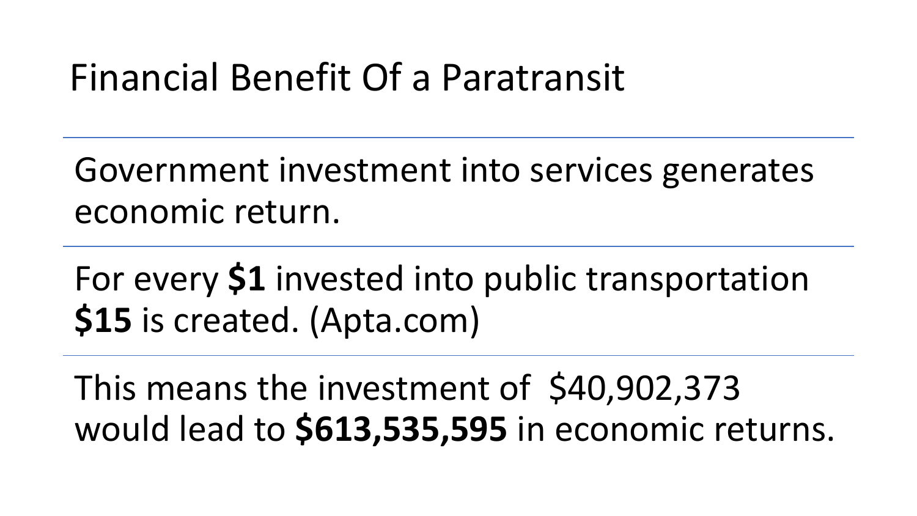# Financial Benefit Of a Paratransit

Government investment into services generates economic return.

For every **$1** invested into public transportation **$15** is created. (Apta.com)

This means the investment of $40,902,373 would lead to **$613,535,595** in economic returns.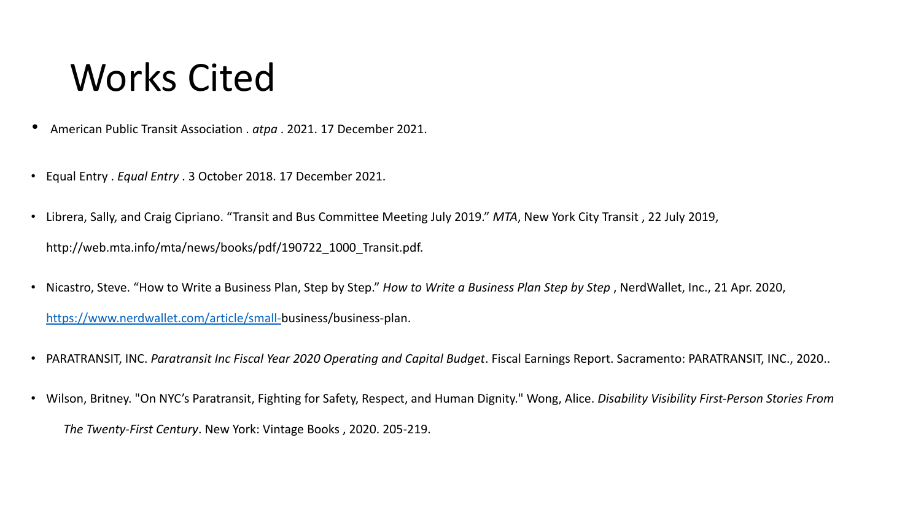# Works Cited

- American Public Transit Association . *atpa* . 2021. 17 December 2021.
- Equal Entry . *Equal Entry* . 3 October 2018. 17 December 2021.
- Librera, Sally, and Craig Cipriano. "Transit and Bus Committee Meeting July 2019." *MTA*, New York City Transit , 22 July 2019, http://web.mta.info/mta/news/books/pdf/190722_1000_Transit.pdf.
- Nicastro, Steve. "How to Write a Business Plan, Step by Step." *How to Write a Business Plan Step by Step* , NerdWallet, Inc., 21 Apr. 2020, https://www.nerdwallet.com/article/small-business/business-plan.
- PARATRANSIT, INC. *Paratransit Inc Fiscal Year 2020 Operating and Capital Budget*. Fiscal Earnings Report. Sacramento: PARATRANSIT, INC., 2020..
- Wilson, Britney. "On NYC's Paratransit, Fighting for Safety, Respect, and Human Dignity." Wong, Alice. *Disability Visibility First-Person Stories From The Twenty-First Century*. New York: Vintage Books , 2020. 205-219.